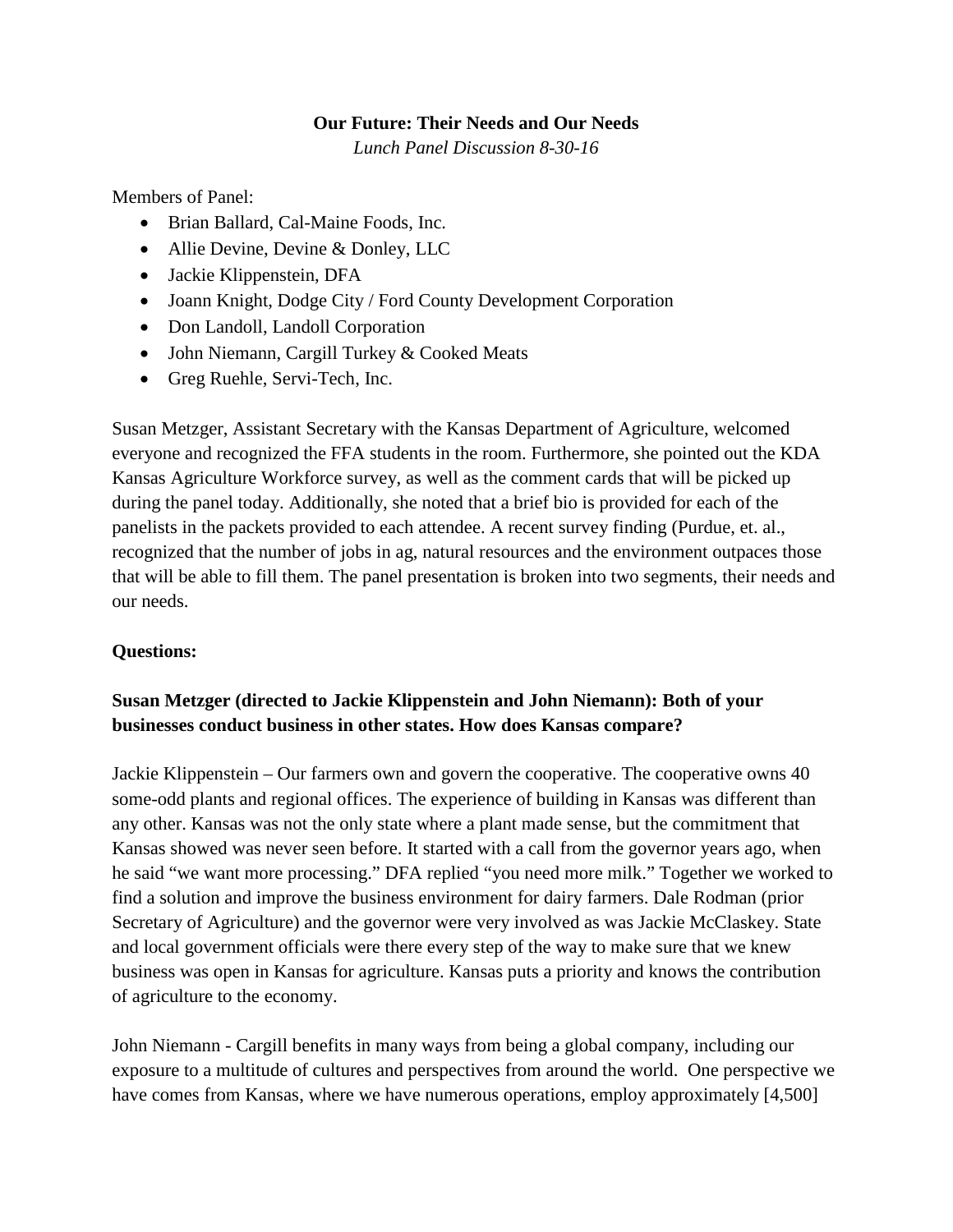**Our Future: Their Needs and Our Needs**

*Lunch Panel Discussion 8-30-16*

Members of Panel:

- Brian Ballard, Cal-Maine Foods, Inc.
- Allie Devine, Devine & Donley, LLC
- Jackie Klippenstein, DFA
- Joann Knight, Dodge City / Ford County Development Corporation
- Don Landoll, Landoll Corporation
- John Niemann, Cargill Turkey & Cooked Meats
- Greg Ruehle, Servi-Tech, Inc.

Susan Metzger, Assistant Secretary with the Kansas Department of Agriculture, welcomed everyone and recognized the FFA students in the room. Furthermore, she pointed out the KDA Kansas Agriculture Workforce survey, as well as the comment cards that will be picked up during the panel today. Additionally, she noted that a brief bio is provided for each of the panelists in the packets provided to each attendee. A recent survey finding (Purdue, et. al., recognized that the number of jobs in ag, natural resources and the environment outpaces those that will be able to fill them. The panel presentation is broken into two segments, their needs and our needs.

**Questions:**

**Susan Metzger (directed to Jackie Klippenstein and John Niemann): Both of your businesses conduct business in other states. How does Kansas compare?**

Jackie Klippenstein – Our farmers own and govern the cooperative. The cooperative owns 40 some-odd plants and regional offices. The experience of building in Kansas was different than any other. Kansas was not the only state where a plant made sense, but the commitment that Kansas showed was never seen before. It started with a call from the governor years ago, when he said "we want more processing." DFA replied "you need more milk." Together we worked to find a solution and improve the business environment for dairy farmers. Dale Rodman (prior Secretary of Agriculture) and the governor were very involved as was Jackie McClaskey. State and local government officials were there every step of the way to make sure that we knew business was open in Kansas for agriculture. Kansas puts a priority and knows the contribution of agriculture to the economy.

John Niemann - Cargill benefits in many ways from being a global company, including our exposure to a multitude of cultures and perspectives from around the world. One perspective we have comes from Kansas, where we have numerous operations, employ approximately [4,500]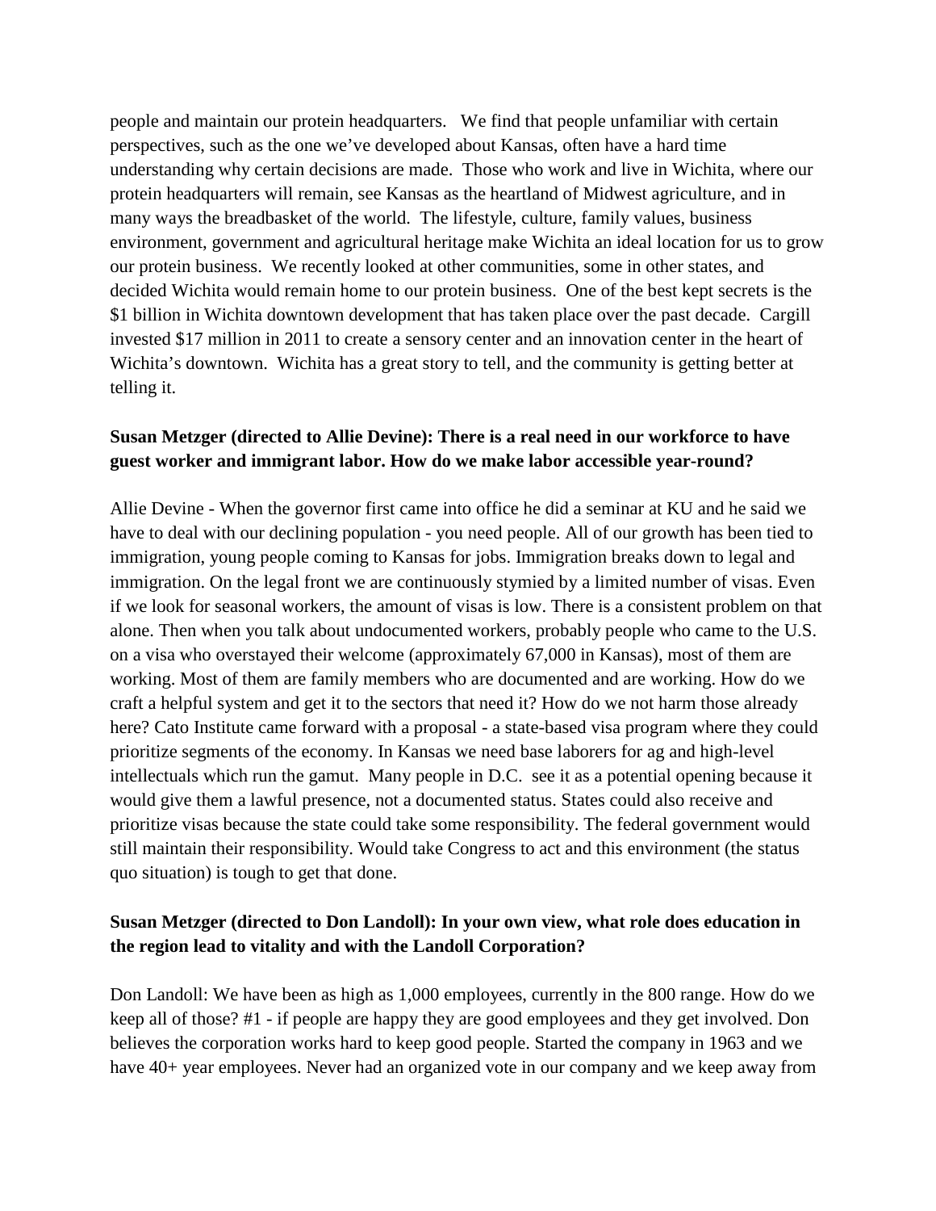people and maintain our protein headquarters. We find that people unfamiliar with certain perspectives, such as the one we've developed about Kansas, often have a hard time understanding why certain decisions are made. Those who work and live in Wichita, where our protein headquarters will remain, see Kansas as the heartland of Midwest agriculture, and in many ways the breadbasket of the world. The lifestyle, culture, family values, business environment, government and agricultural heritage make Wichita an ideal location for us to grow our protein business. We recently looked at other communities, some in other states, and decided Wichita would remain home to our protein business. One of the best kept secrets is the $1 billion in Wichita downtown development that has taken place over the past decade. Cargill invested $17 million in 2011 to create a sensory center and an innovation center in the heart of Wichita's downtown. Wichita has a great story to tell, and the community is getting better at telling it.

**Susan Metzger (directed to Allie Devine): There is a real need in our workforce to have guest worker and immigrant labor. How do we make labor accessible year-round?**

Allie Devine - When the governor first came into office he did a seminar at KU and he said we have to deal with our declining population - you need people. All of our growth has been tied to immigration, young people coming to Kansas for jobs. Immigration breaks down to legal and immigration. On the legal front we are continuously stymied by a limited number of visas. Even if we look for seasonal workers, the amount of visas is low. There is a consistent problem on that alone. Then when you talk about undocumented workers, probably people who came to the U.S. on a visa who overstayed their welcome (approximately 67,000 in Kansas), most of them are working. Most of them are family members who are documented and are working. How do we craft a helpful system and get it to the sectors that need it? How do we not harm those already here? Cato Institute came forward with a proposal - a state-based visa program where they could prioritize segments of the economy. In Kansas we need base laborers for ag and high-level intellectuals which run the gamut. Many people in D.C. see it as a potential opening because it would give them a lawful presence, not a documented status. States could also receive and prioritize visas because the state could take some responsibility. The federal government would still maintain their responsibility. Would take Congress to act and this environment (the status quo situation) is tough to get that done.

**Susan Metzger (directed to Don Landoll): In your own view, what role does education in the region lead to vitality and with the Landoll Corporation?**

Don Landoll: We have been as high as 1,000 employees, currently in the 800 range. How do we keep all of those? #1 - if people are happy they are good employees and they get involved. Don believes the corporation works hard to keep good people. Started the company in 1963 and we have 40+ year employees. Never had an organized vote in our company and we keep away from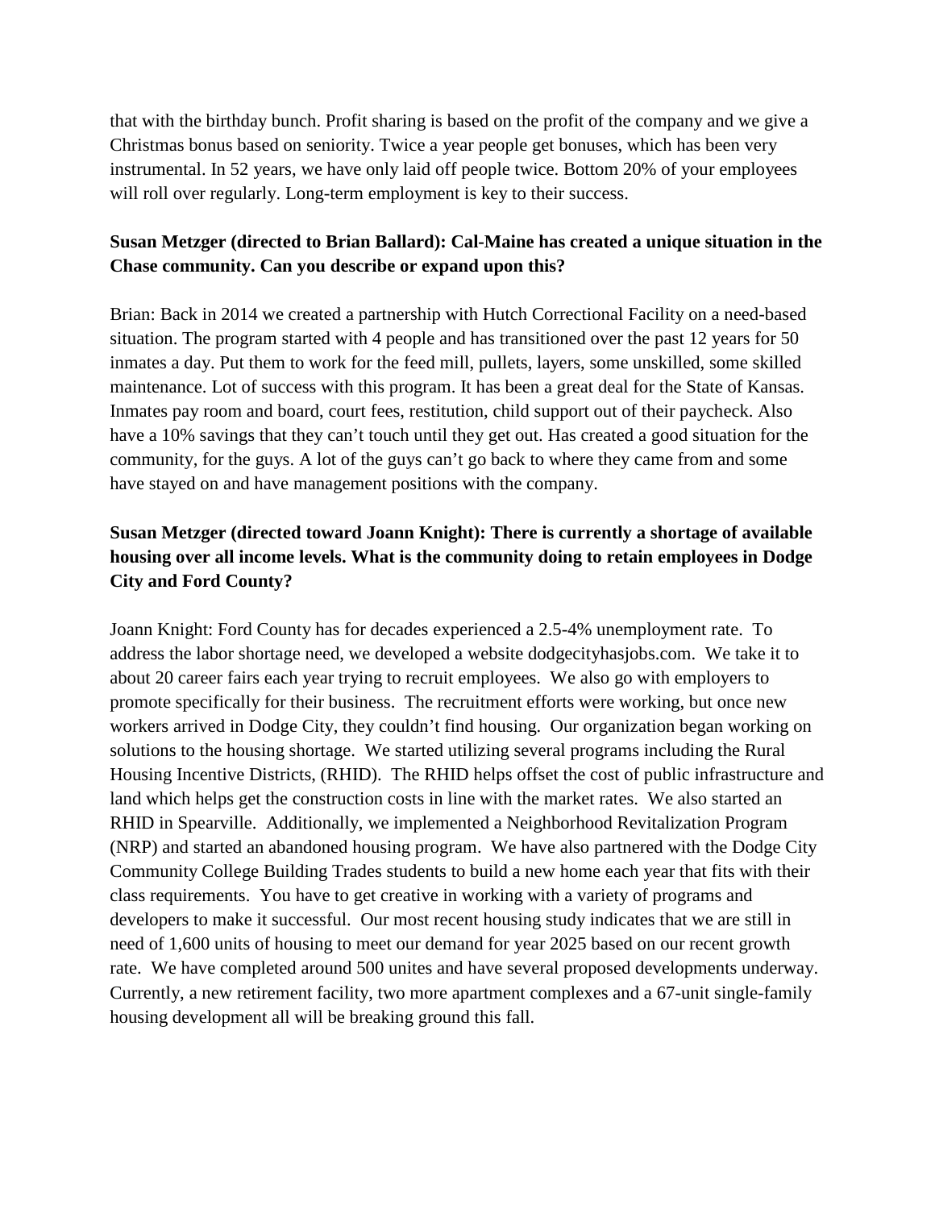that with the birthday bunch. Profit sharing is based on the profit of the company and we give a Christmas bonus based on seniority. Twice a year people get bonuses, which has been very instrumental. In 52 years, we have only laid off people twice. Bottom 20% of your employees will roll over regularly. Long-term employment is key to their success.

**Susan Metzger (directed to Brian Ballard): Cal-Maine has created a unique situation in the Chase community. Can you describe or expand upon this?**

Brian: Back in 2014 we created a partnership with Hutch Correctional Facility on a need-based situation. The program started with 4 people and has transitioned over the past 12 years for 50 inmates a day. Put them to work for the feed mill, pullets, layers, some unskilled, some skilled maintenance. Lot of success with this program. It has been a great deal for the State of Kansas. Inmates pay room and board, court fees, restitution, child support out of their paycheck. Also have a 10% savings that they can't touch until they get out. Has created a good situation for the community, for the guys. A lot of the guys can't go back to where they came from and some have stayed on and have management positions with the company.

**Susan Metzger (directed toward Joann Knight): There is currently a shortage of available housing over all income levels. What is the community doing to retain employees in Dodge City and Ford County?**

Joann Knight: Ford County has for decades experienced a 2.5-4% unemployment rate. To address the labor shortage need, we developed a website dodgecityhasjobs.com. We take it to about 20 career fairs each year trying to recruit employees. We also go with employers to promote specifically for their business. The recruitment efforts were working, but once new workers arrived in Dodge City, they couldn't find housing. Our organization began working on solutions to the housing shortage. We started utilizing several programs including the Rural Housing Incentive Districts, (RHID). The RHID helps offset the cost of public infrastructure and land which helps get the construction costs in line with the market rates. We also started an RHID in Spearville. Additionally, we implemented a Neighborhood Revitalization Program (NRP) and started an abandoned housing program. We have also partnered with the Dodge City Community College Building Trades students to build a new home each year that fits with their class requirements. You have to get creative in working with a variety of programs and developers to make it successful. Our most recent housing study indicates that we are still in need of 1,600 units of housing to meet our demand for year 2025 based on our recent growth rate. We have completed around 500 unites and have several proposed developments underway. Currently, a new retirement facility, two more apartment complexes and a 67-unit single-family housing development all will be breaking ground this fall.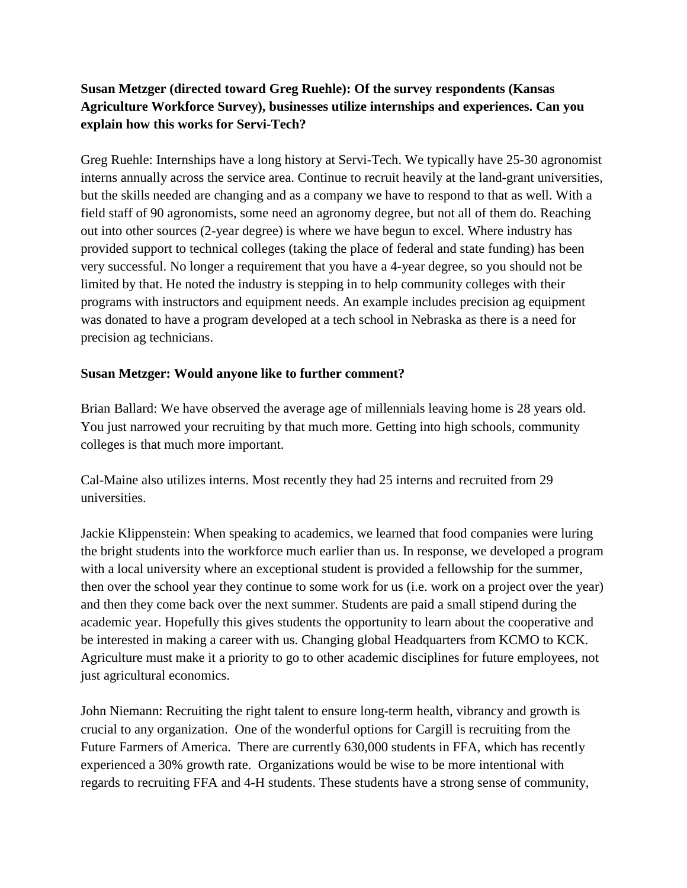**Susan Metzger (directed toward Greg Ruehle): Of the survey respondents (Kansas Agriculture Workforce Survey), businesses utilize internships and experiences. Can you explain how this works for Servi-Tech?**

Greg Ruehle: Internships have a long history at Servi-Tech. We typically have 25-30 agronomist interns annually across the service area. Continue to recruit heavily at the land-grant universities, but the skills needed are changing and as a company we have to respond to that as well. With a field staff of 90 agronomists, some need an agronomy degree, but not all of them do. Reaching out into other sources (2-year degree) is where we have begun to excel. Where industry has provided support to technical colleges (taking the place of federal and state funding) has been very successful. No longer a requirement that you have a 4-year degree, so you should not be limited by that. He noted the industry is stepping in to help community colleges with their programs with instructors and equipment needs. An example includes precision ag equipment was donated to have a program developed at a tech school in Nebraska as there is a need for precision ag technicians.

**Susan Metzger: Would anyone like to further comment?**

Brian Ballard: We have observed the average age of millennials leaving home is 28 years old. You just narrowed your recruiting by that much more. Getting into high schools, community colleges is that much more important.

Cal-Maine also utilizes interns. Most recently they had 25 interns and recruited from 29 universities.

Jackie Klippenstein: When speaking to academics, we learned that food companies were luring the bright students into the workforce much earlier than us. In response, we developed a program with a local university where an exceptional student is provided a fellowship for the summer, then over the school year they continue to some work for us (i.e. work on a project over the year) and then they come back over the next summer. Students are paid a small stipend during the academic year. Hopefully this gives students the opportunity to learn about the cooperative and be interested in making a career with us. Changing global Headquarters from KCMO to KCK. Agriculture must make it a priority to go to other academic disciplines for future employees, not just agricultural economics.

John Niemann: Recruiting the right talent to ensure long-term health, vibrancy and growth is crucial to any organization. One of the wonderful options for Cargill is recruiting from the Future Farmers of America. There are currently 630,000 students in FFA, which has recently experienced a 30% growth rate. Organizations would be wise to be more intentional with regards to recruiting FFA and 4-H students. These students have a strong sense of community,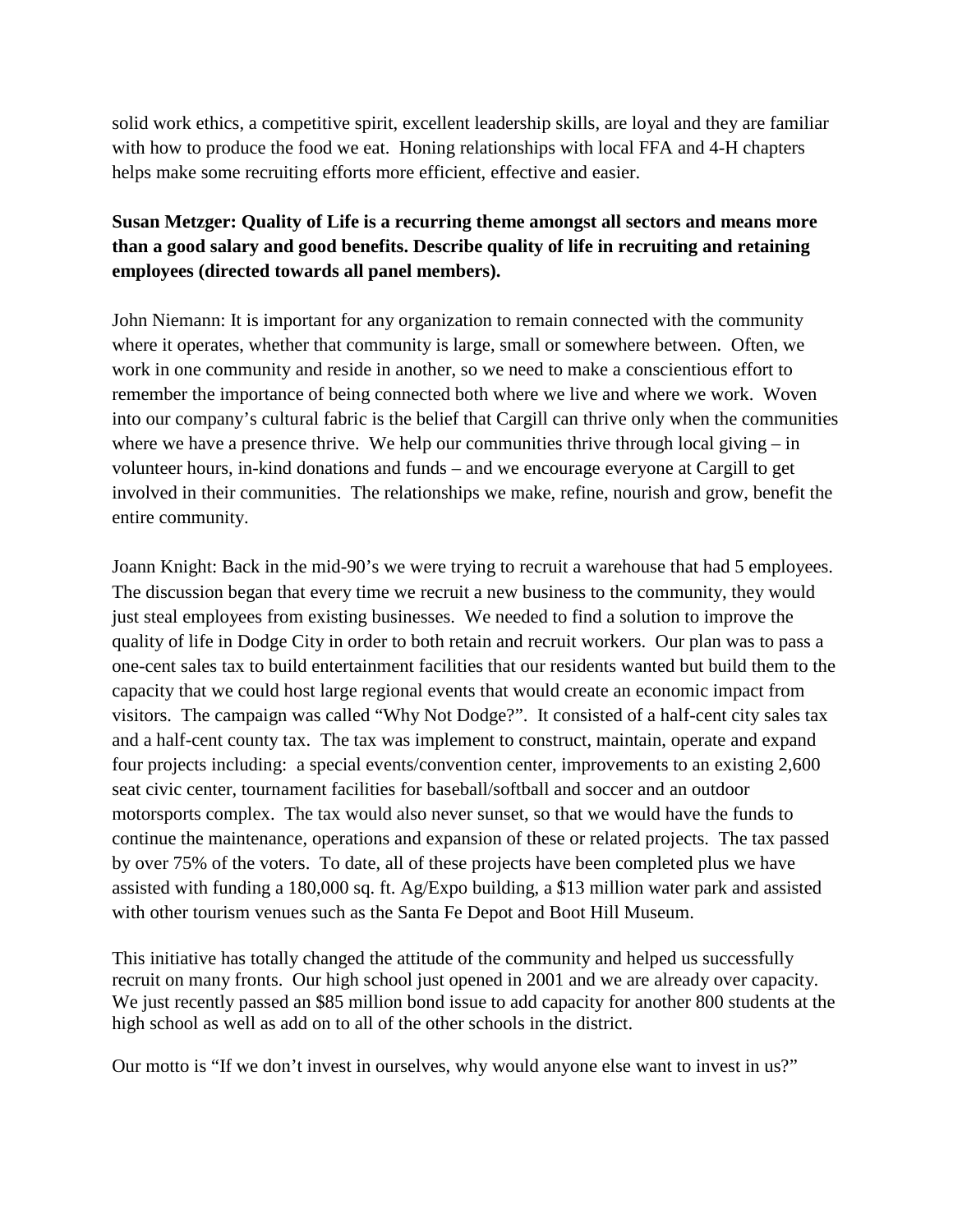solid work ethics, a competitive spirit, excellent leadership skills, are loyal and they are familiar with how to produce the food we eat. Honing relationships with local FFA and 4-H chapters helps make some recruiting efforts more efficient, effective and easier.

**Susan Metzger: Quality of Life is a recurring theme amongst all sectors and means more than a good salary and good benefits. Describe quality of life in recruiting and retaining employees (directed towards all panel members).**

John Niemann: It is important for any organization to remain connected with the community where it operates, whether that community is large, small or somewhere between. Often, we work in one community and reside in another, so we need to make a conscientious effort to remember the importance of being connected both where we live and where we work. Woven into our company's cultural fabric is the belief that Cargill can thrive only when the communities where we have a presence thrive. We help our communities thrive through local giving – in volunteer hours, in-kind donations and funds – and we encourage everyone at Cargill to get involved in their communities. The relationships we make, refine, nourish and grow, benefit the entire community.

Joann Knight: Back in the mid-90's we were trying to recruit a warehouse that had 5 employees. The discussion began that every time we recruit a new business to the community, they would just steal employees from existing businesses. We needed to find a solution to improve the quality of life in Dodge City in order to both retain and recruit workers. Our plan was to pass a one-cent sales tax to build entertainment facilities that our residents wanted but build them to the capacity that we could host large regional events that would create an economic impact from visitors. The campaign was called "Why Not Dodge?". It consisted of a half-cent city sales tax and a half-cent county tax. The tax was implement to construct, maintain, operate and expand four projects including: a special events/convention center, improvements to an existing 2,600 seat civic center, tournament facilities for baseball/softball and soccer and an outdoor motorsports complex. The tax would also never sunset, so that we would have the funds to continue the maintenance, operations and expansion of these or related projects. The tax passed by over 75% of the voters. To date, all of these projects have been completed plus we have assisted with funding a 180,000 sq. ft. Ag/Expo building, a $13 million water park and assisted with other tourism venues such as the Santa Fe Depot and Boot Hill Museum.

This initiative has totally changed the attitude of the community and helped us successfully recruit on many fronts. Our high school just opened in 2001 and we are already over capacity. We just recently passed an $85 million bond issue to add capacity for another 800 students at the high school as well as add on to all of the other schools in the district.

Our motto is "If we don't invest in ourselves, why would anyone else want to invest in us?"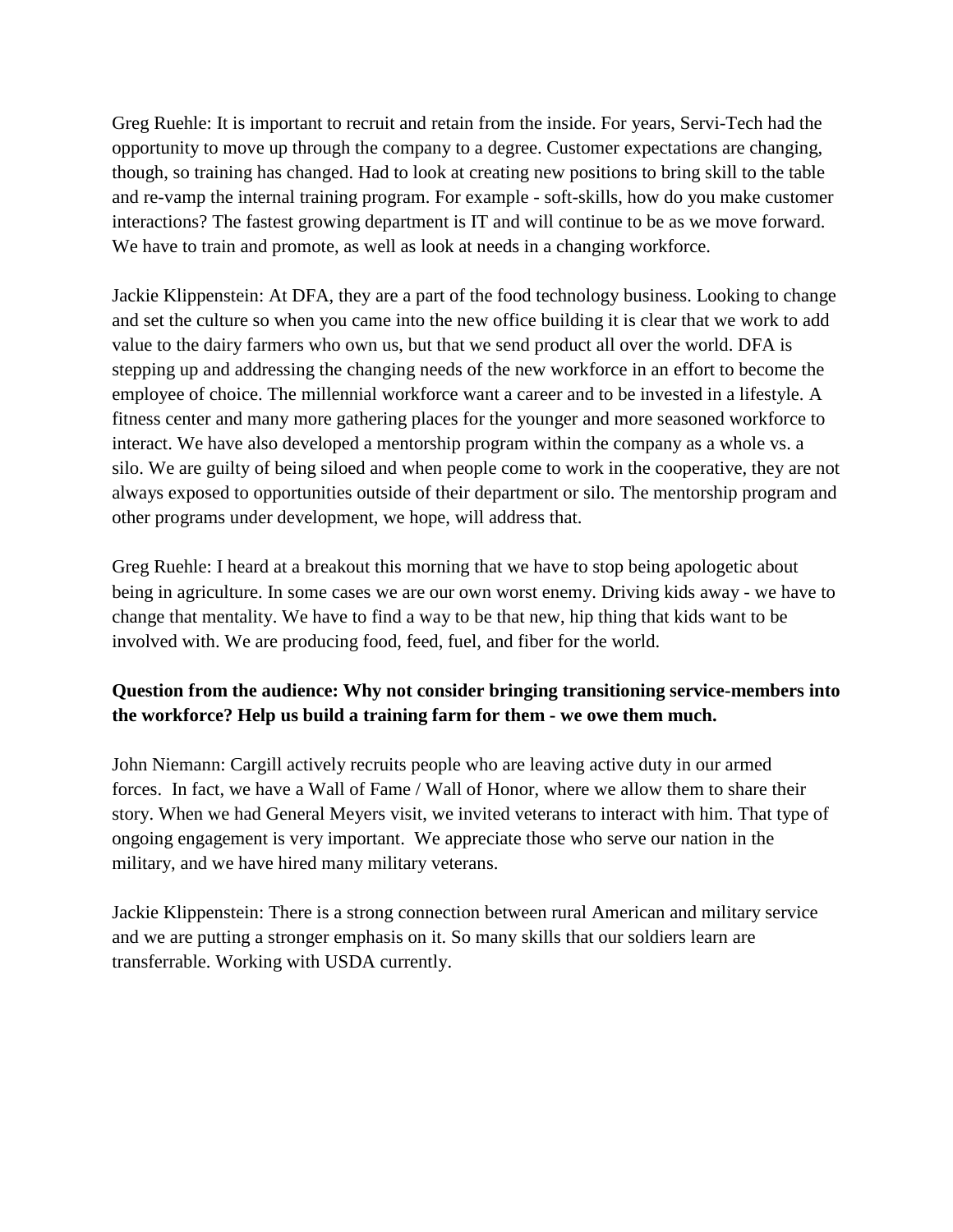Greg Ruehle: It is important to recruit and retain from the inside. For years, Servi-Tech had the opportunity to move up through the company to a degree. Customer expectations are changing, though, so training has changed. Had to look at creating new positions to bring skill to the table and re-vamp the internal training program. For example - soft-skills, how do you make customer interactions? The fastest growing department is IT and will continue to be as we move forward. We have to train and promote, as well as look at needs in a changing workforce.

Jackie Klippenstein: At DFA, they are a part of the food technology business. Looking to change and set the culture so when you came into the new office building it is clear that we work to add value to the dairy farmers who own us, but that we send product all over the world. DFA is stepping up and addressing the changing needs of the new workforce in an effort to become the employee of choice. The millennial workforce want a career and to be invested in a lifestyle. A fitness center and many more gathering places for the younger and more seasoned workforce to interact. We have also developed a mentorship program within the company as a whole vs. a silo. We are guilty of being siloed and when people come to work in the cooperative, they are not always exposed to opportunities outside of their department or silo. The mentorship program and other programs under development, we hope, will address that.

Greg Ruehle: I heard at a breakout this morning that we have to stop being apologetic about being in agriculture. In some cases we are our own worst enemy. Driving kids away - we have to change that mentality. We have to find a way to be that new, hip thing that kids want to be involved with. We are producing food, feed, fuel, and fiber for the world.

**Question from the audience: Why not consider bringing transitioning service-members into the workforce? Help us build a training farm for them - we owe them much.**

John Niemann: Cargill actively recruits people who are leaving active duty in our armed forces. In fact, we have a Wall of Fame / Wall of Honor, where we allow them to share their story. When we had General Meyers visit, we invited veterans to interact with him. That type of ongoing engagement is very important. We appreciate those who serve our nation in the military, and we have hired many military veterans.

Jackie Klippenstein: There is a strong connection between rural American and military service and we are putting a stronger emphasis on it. So many skills that our soldiers learn are transferrable. Working with USDA currently.